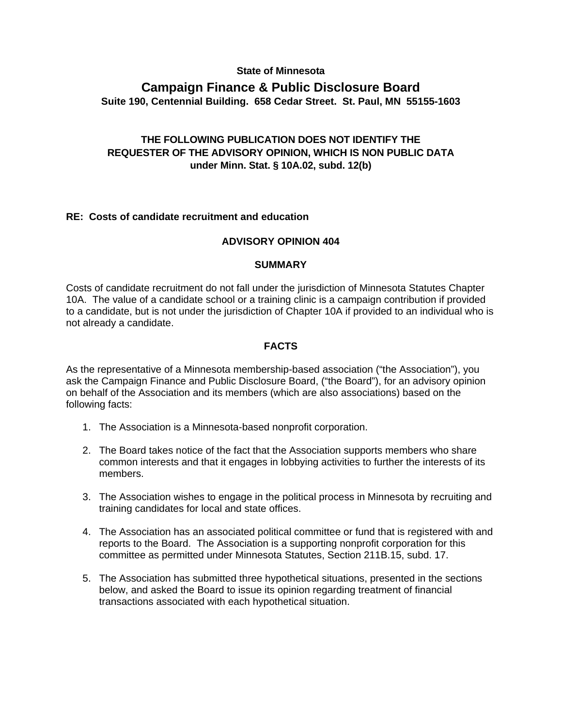**State of Minnesota**

# Campaign Finance & Public Disclosure Board

**Suite 190, Centennial Building. 658 Cedar Street. St. Paul, MN 55155-1603**

**THE FOLLOWING PUBLICATION DOES NOT IDENTIFY THE REQUESTER OF THE ADVISORY OPINION, WHICH IS NON PUBLIC DATA under Minn. Stat. § 10A.02, subd. 12(b)**

**RE: Costs of candidate recruitment and education**

## ADVISORY OPINION 404

### SUMMARY

Costs of candidate recruitment do not fall under the jurisdiction of Minnesota Statutes Chapter 10A. The value of a candidate school or a training clinic is a campaign contribution if provided to a candidate, but is not under the jurisdiction of Chapter 10A if provided to an individual who is not already a candidate.

### FACTS

As the representative of a Minnesota membership-based association ("the Association"), you ask the Campaign Finance and Public Disclosure Board, ("the Board"), for an advisory opinion on behalf of the Association and its members (which are also associations) based on the following facts:

1. The Association is a Minnesota-based nonprofit corporation.
2. The Board takes notice of the fact that the Association supports members who share common interests and that it engages in lobbying activities to further the interests of its members.
3. The Association wishes to engage in the political process in Minnesota by recruiting and training candidates for local and state offices.
4. The Association has an associated political committee or fund that is registered with and reports to the Board. The Association is a supporting nonprofit corporation for this committee as permitted under Minnesota Statutes, Section 211B.15, subd. 17.
5. The Association has submitted three hypothetical situations, presented in the sections below, and asked the Board to issue its opinion regarding treatment of financial transactions associated with each hypothetical situation.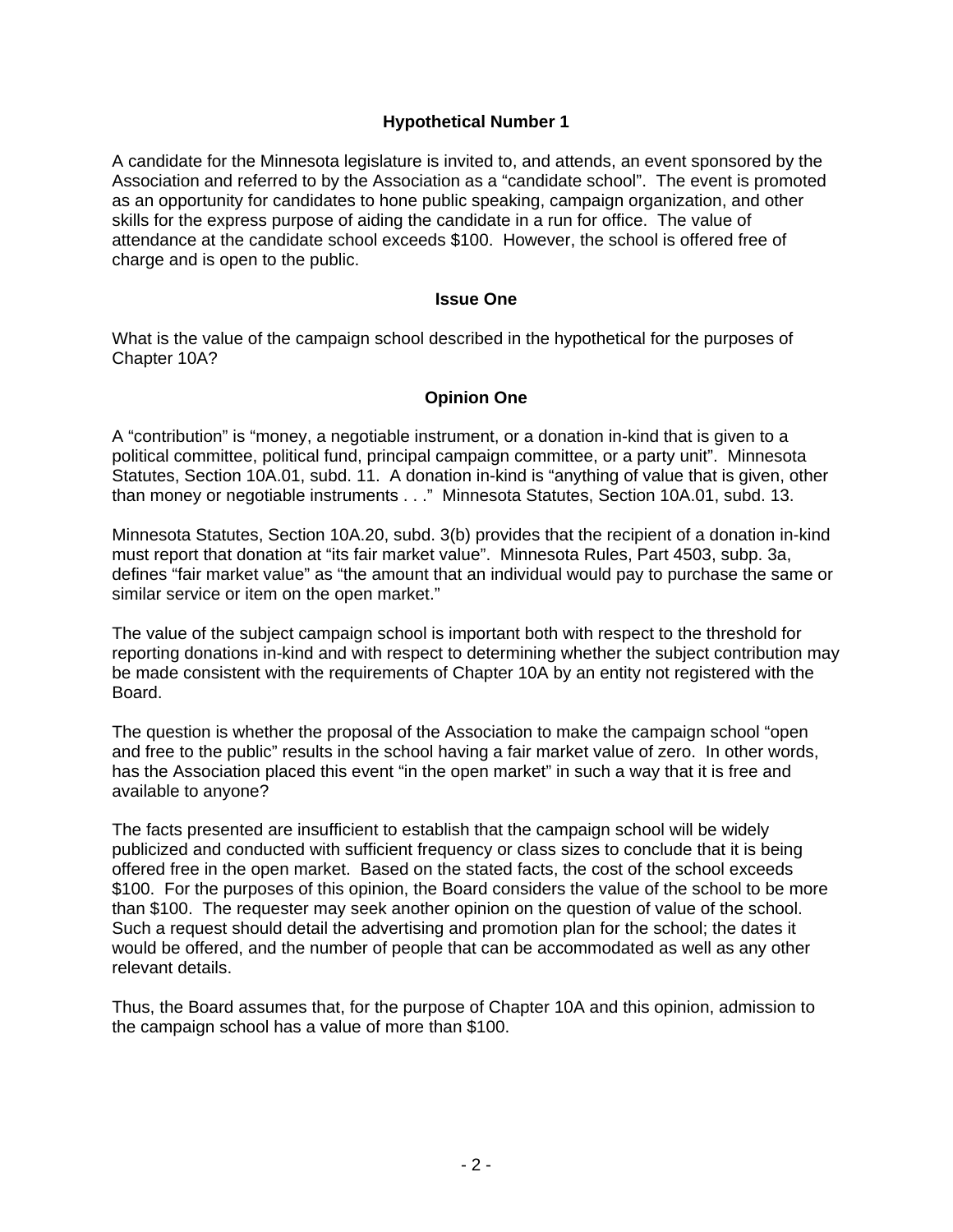## Hypothetical Number 1

A candidate for the Minnesota legislature is invited to, and attends, an event sponsored by the Association and referred to by the Association as a "candidate school". The event is promoted as an opportunity for candidates to hone public speaking, campaign organization, and other skills for the express purpose of aiding the candidate in a run for office. The value of attendance at the candidate school exceeds $100. However, the school is offered free of charge and is open to the public.

## Issue One

What is the value of the campaign school described in the hypothetical for the purposes of Chapter 10A?

## Opinion One

A "contribution" is "money, a negotiable instrument, or a donation in-kind that is given to a political committee, political fund, principal campaign committee, or a party unit". Minnesota Statutes, Section 10A.01, subd. 11. A donation in-kind is "anything of value that is given, other than money or negotiable instruments . . ." Minnesota Statutes, Section 10A.01, subd. 13.

Minnesota Statutes, Section 10A.20, subd. 3(b) provides that the recipient of a donation in-kind must report that donation at "its fair market value". Minnesota Rules, Part 4503, subp. 3a, defines "fair market value" as "the amount that an individual would pay to purchase the same or similar service or item on the open market."

The value of the subject campaign school is important both with respect to the threshold for reporting donations in-kind and with respect to determining whether the subject contribution may be made consistent with the requirements of Chapter 10A by an entity not registered with the Board.

The question is whether the proposal of the Association to make the campaign school "open and free to the public" results in the school having a fair market value of zero. In other words, has the Association placed this event "in the open market" in such a way that it is free and available to anyone?

The facts presented are insufficient to establish that the campaign school will be widely publicized and conducted with sufficient frequency or class sizes to conclude that it is being offered free in the open market. Based on the stated facts, the cost of the school exceeds $100. For the purposes of this opinion, the Board considers the value of the school to be more than $100. The requester may seek another opinion on the question of value of the school. Such a request should detail the advertising and promotion plan for the school; the dates it would be offered, and the number of people that can be accommodated as well as any other relevant details.

Thus, the Board assumes that, for the purpose of Chapter 10A and this opinion, admission to the campaign school has a value of more than $100.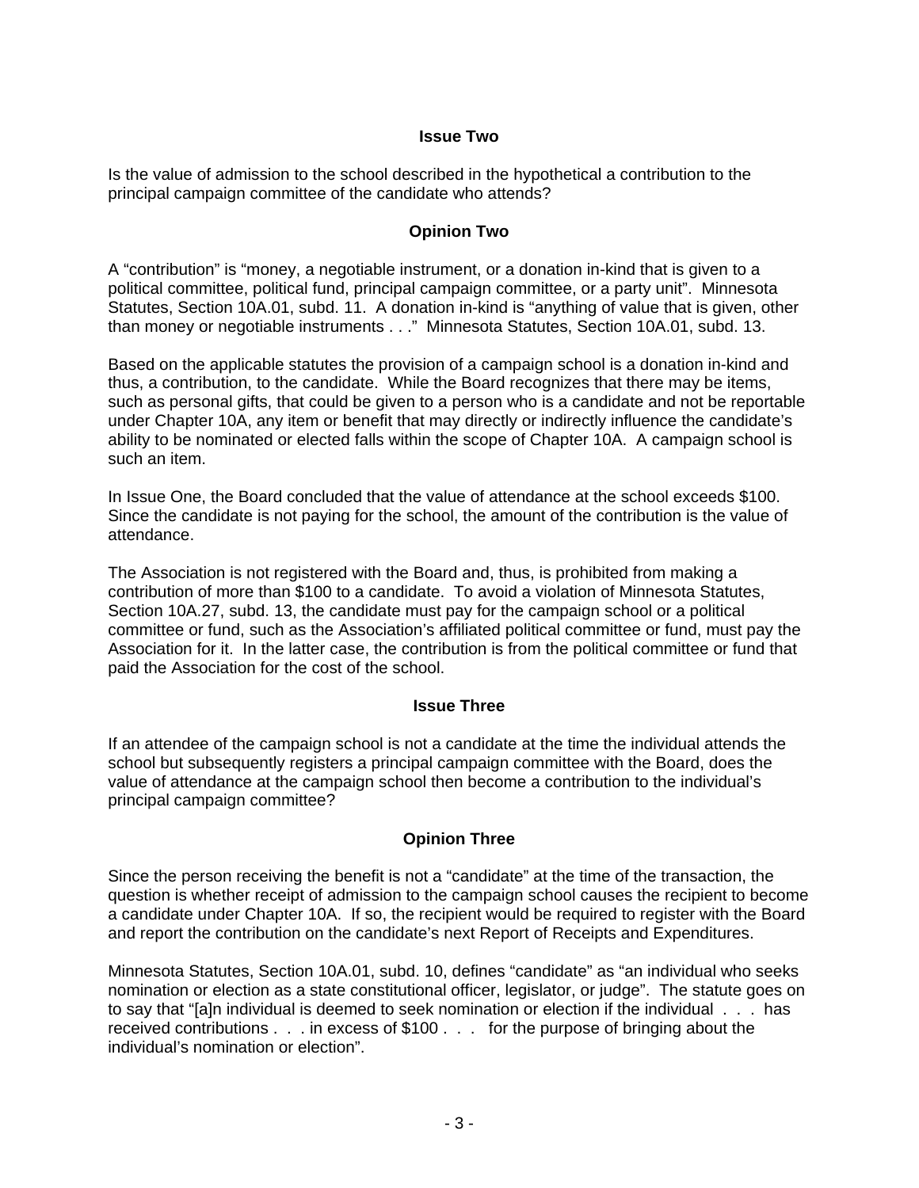### Issue Two

Is the value of admission to the school described in the hypothetical a contribution to the principal campaign committee of the candidate who attends?

### Opinion Two

A "contribution" is "money, a negotiable instrument, or a donation in-kind that is given to a political committee, political fund, principal campaign committee, or a party unit". Minnesota Statutes, Section 10A.01, subd. 11. A donation in-kind is "anything of value that is given, other than money or negotiable instruments . . ." Minnesota Statutes, Section 10A.01, subd. 13.

Based on the applicable statutes the provision of a campaign school is a donation in-kind and thus, a contribution, to the candidate. While the Board recognizes that there may be items, such as personal gifts, that could be given to a person who is a candidate and not be reportable under Chapter 10A, any item or benefit that may directly or indirectly influence the candidate's ability to be nominated or elected falls within the scope of Chapter 10A. A campaign school is such an item.

In Issue One, the Board concluded that the value of attendance at the school exceeds $100. Since the candidate is not paying for the school, the amount of the contribution is the value of attendance.

The Association is not registered with the Board and, thus, is prohibited from making a contribution of more than $100 to a candidate. To avoid a violation of Minnesota Statutes, Section 10A.27, subd. 13, the candidate must pay for the campaign school or a political committee or fund, such as the Association's affiliated political committee or fund, must pay the Association for it. In the latter case, the contribution is from the political committee or fund that paid the Association for the cost of the school.

### Issue Three

If an attendee of the campaign school is not a candidate at the time the individual attends the school but subsequently registers a principal campaign committee with the Board, does the value of attendance at the campaign school then become a contribution to the individual's principal campaign committee?

### Opinion Three

Since the person receiving the benefit is not a "candidate" at the time of the transaction, the question is whether receipt of admission to the campaign school causes the recipient to become a candidate under Chapter 10A. If so, the recipient would be required to register with the Board and report the contribution on the candidate's next Report of Receipts and Expenditures.

Minnesota Statutes, Section 10A.01, subd. 10, defines "candidate" as "an individual who seeks nomination or election as a state constitutional officer, legislator, or judge". The statute goes on to say that "[a]n individual is deemed to seek nomination or election if the individual . . . has received contributions . . . in excess of $100 . . . for the purpose of bringing about the individual's nomination or election".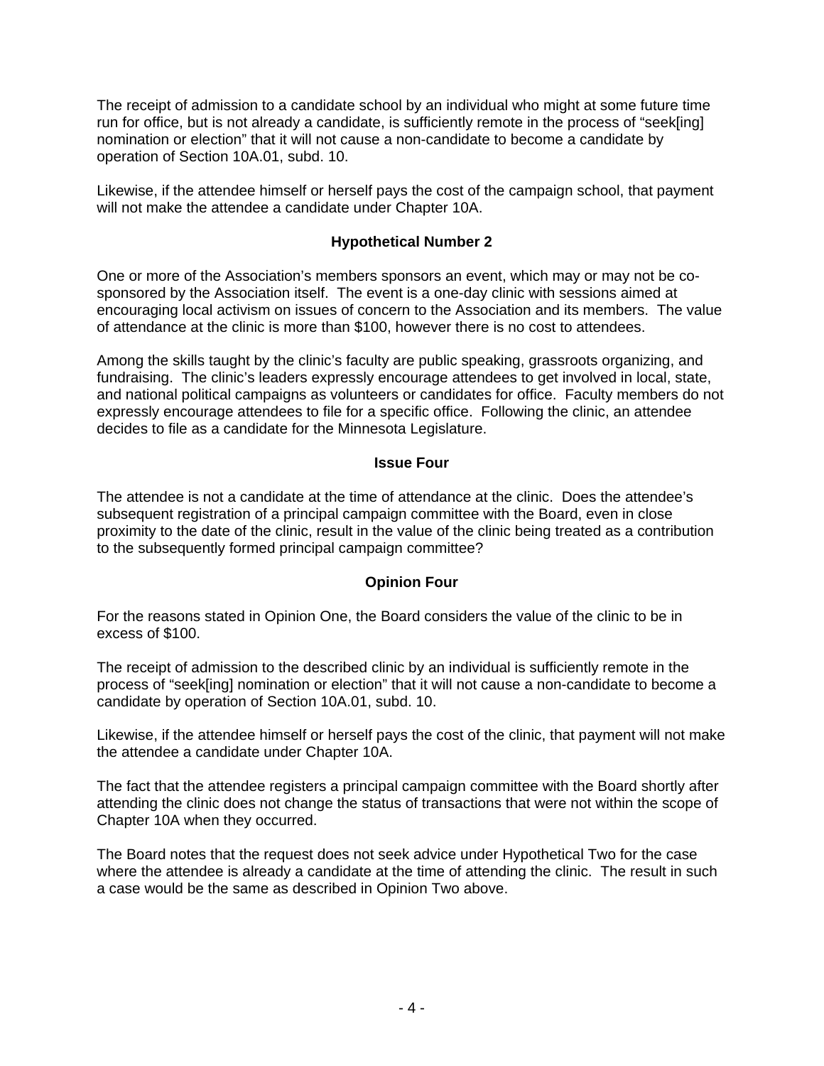The receipt of admission to a candidate school by an individual who might at some future time run for office, but is not already a candidate, is sufficiently remote in the process of "seek[ing] nomination or election" that it will not cause a non-candidate to become a candidate by operation of Section 10A.01, subd. 10.

Likewise, if the attendee himself or herself pays the cost of the campaign school, that payment will not make the attendee a candidate under Chapter 10A.

### Hypothetical Number 2

One or more of the Association's members sponsors an event, which may or may not be co-sponsored by the Association itself. The event is a one-day clinic with sessions aimed at encouraging local activism on issues of concern to the Association and its members. The value of attendance at the clinic is more than $100, however there is no cost to attendees.

Among the skills taught by the clinic's faculty are public speaking, grassroots organizing, and fundraising. The clinic's leaders expressly encourage attendees to get involved in local, state, and national political campaigns as volunteers or candidates for office. Faculty members do not expressly encourage attendees to file for a specific office. Following the clinic, an attendee decides to file as a candidate for the Minnesota Legislature.

### Issue Four

The attendee is not a candidate at the time of attendance at the clinic. Does the attendee's subsequent registration of a principal campaign committee with the Board, even in close proximity to the date of the clinic, result in the value of the clinic being treated as a contribution to the subsequently formed principal campaign committee?

### Opinion Four

For the reasons stated in Opinion One, the Board considers the value of the clinic to be in excess of $100.

The receipt of admission to the described clinic by an individual is sufficiently remote in the process of "seek[ing] nomination or election" that it will not cause a non-candidate to become a candidate by operation of Section 10A.01, subd. 10.

Likewise, if the attendee himself or herself pays the cost of the clinic, that payment will not make the attendee a candidate under Chapter 10A.

The fact that the attendee registers a principal campaign committee with the Board shortly after attending the clinic does not change the status of transactions that were not within the scope of Chapter 10A when they occurred.

The Board notes that the request does not seek advice under Hypothetical Two for the case where the attendee is already a candidate at the time of attending the clinic. The result in such a case would be the same as described in Opinion Two above.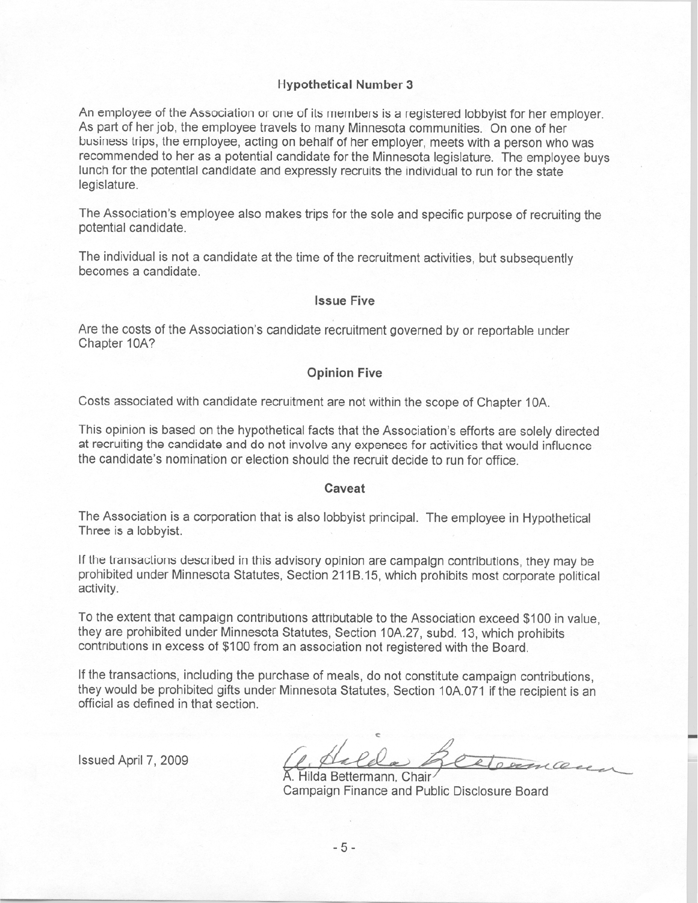### Hypothetical Number 3

An employee of the Association or one of its members is a registered lobbyist for her employer. As part of her job, the employee travels to many Minnesota communities. On one of her business trips, the employee, acting on behalf of her employer, meets with a person who was recommended to her as a potential candidate for the Minnesota legislature. The employee buys lunch for the potential candidate and expressly recruits the individual to run for the state legislature.

The Association's employee also makes trips for the sole and specific purpose of recruiting the potential candidate.

The individual is not a candidate at the time of the recruitment activities, but subsequently becomes a candidate.

### Issue Five

Are the costs of the Association's candidate recruitment governed by or reportable under Chapter 10A?

### Opinion Five

Costs associated with candidate recruitment are not within the scope of Chapter 10A.

This opinion is based on the hypothetical facts that the Association's efforts are solely directed at recruiting the candidate and do not involve any expenses for activities that would influence the candidate's nomination or election should the recruit decide to run for office.

### Caveat

The Association is a corporation that is also lobbyist principal. The employee in Hypothetical Three is a lobbyist.

If the transactions described in this advisory opinion are campaign contributions, they may be prohibited under Minnesota Statutes, Section 211B.15, which prohibits most corporate political activity.

To the extent that campaign contributions attributable to the Association exceed $100 in value, they are prohibited under Minnesota Statutes, Section 10A.27, subd. 13, which prohibits contributions in excess of $100 from an association not registered with the Board.

If the transactions, including the purchase of meals, do not constitute campaign contributions, they would be prohibited gifts under Minnesota Statutes, Section 10A.071 if the recipient is an official as defined in that section.

Issued April 7, 2009

A. Hilda Bettermann, Chair
Campaign Finance and Public Disclosure Board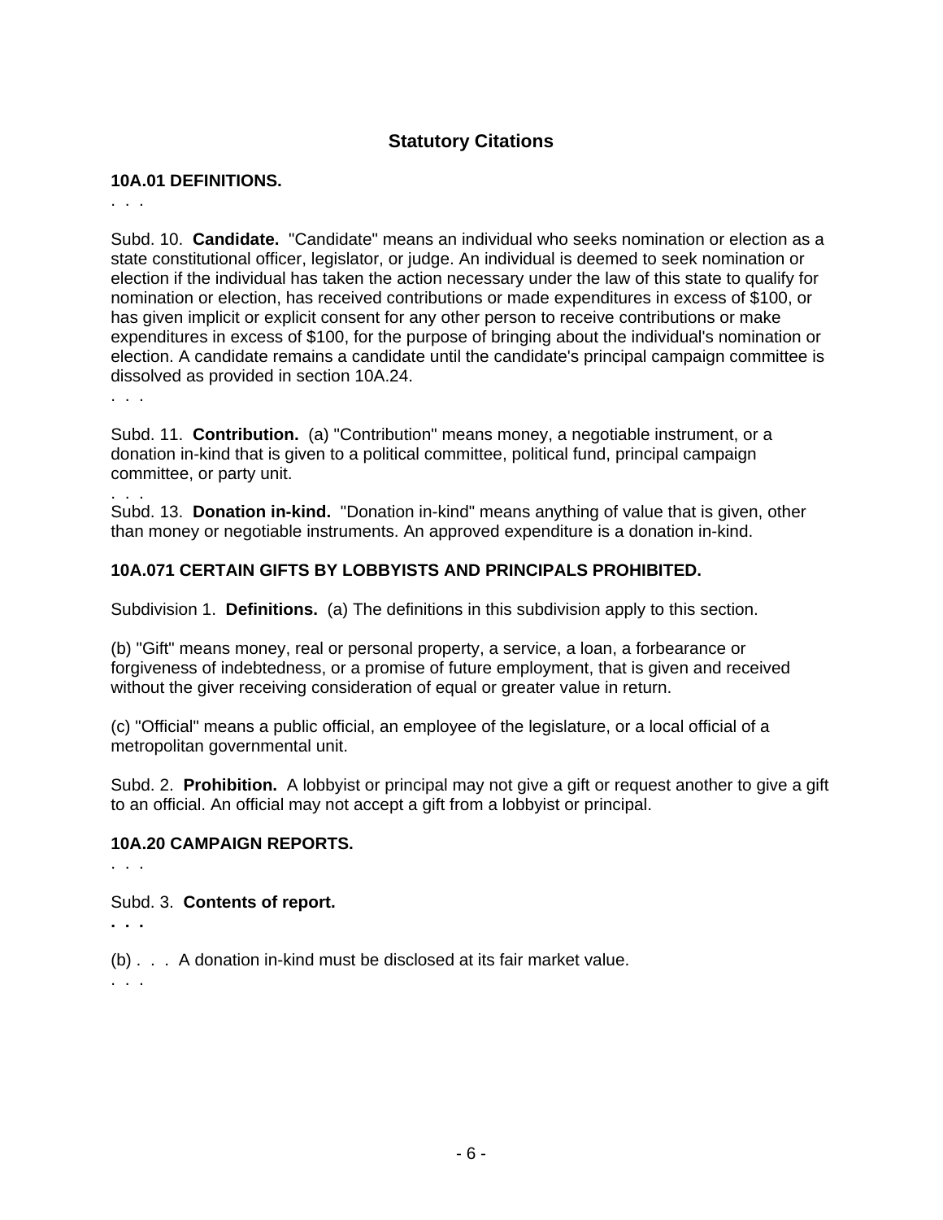## Statistical Citations

**10A.01 DEFINITIONS.**

. . .

Subd. 10. **Candidate.** "Candidate" means an individual who seeks nomination or election as a state constitutional officer, legislator, or judge. An individual is deemed to seek nomination or election if the individual has taken the action necessary under the law of this state to qualify for nomination or election, has received contributions or made expenditures in excess of $100, or has given implicit or explicit consent for any other person to receive contributions or make expenditures in excess of $100, for the purpose of bringing about the individual's nomination or election. A candidate remains a candidate until the candidate's principal campaign committee is dissolved as provided in section 10A.24.

. . .

Subd. 11. **Contribution.** (a) "Contribution" means money, a negotiable instrument, or a donation in-kind that is given to a political committee, political fund, principal campaign committee, or party unit.

. . .

Subd. 13. **Donation in-kind.** "Donation in-kind" means anything of value that is given, other than money or negotiable instruments. An approved expenditure is a donation in-kind.

**10A.071 CERTAIN GIFTS BY LOBBYISTS AND PRINCIPALS PROHIBITED.**

Subdivision 1. **Definitions.** (a) The definitions in this subdivision apply to this section.

(b) "Gift" means money, real or personal property, a service, a loan, a forbearance or forgiveness of indebtedness, or a promise of future employment, that is given and received without the giver receiving consideration of equal or greater value in return.

(c) "Official" means a public official, an employee of the legislature, or a local official of a metropolitan governmental unit.

Subd. 2. **Prohibition.** A lobbyist or principal may not give a gift or request another to give a gift to an official. An official may not accept a gift from a lobbyist or principal.

**10A.20 CAMPAIGN REPORTS.**

. . .

Subd. 3. **Contents of report.**

**. . .**

(b) . . . A donation in-kind must be disclosed at its fair market value.

. . .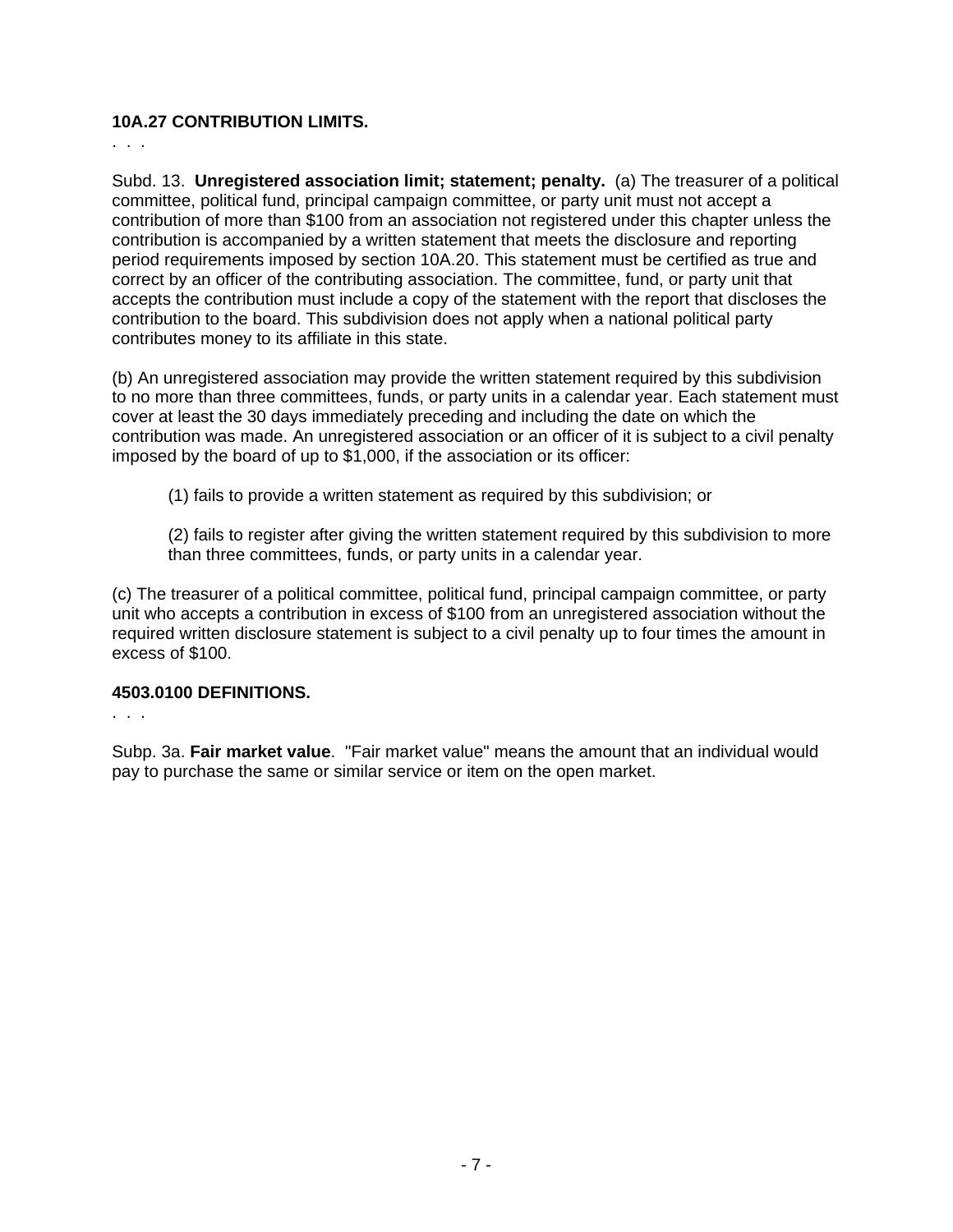**10A.27 CONTRIBUTION LIMITS.**

. . .

Subd. 13. **Unregistered association limit; statement; penalty.** (a) The treasurer of a political committee, political fund, principal campaign committee, or party unit must not accept a contribution of more than $100 from an association not registered under this chapter unless the contribution is accompanied by a written statement that meets the disclosure and reporting period requirements imposed by section 10A.20. This statement must be certified as true and correct by an officer of the contributing association. The committee, fund, or party unit that accepts the contribution must include a copy of the statement with the report that discloses the contribution to the board. This subdivision does not apply when a national political party contributes money to its affiliate in this state.

(b) An unregistered association may provide the written statement required by this subdivision to no more than three committees, funds, or party units in a calendar year. Each statement must cover at least the 30 days immediately preceding and including the date on which the contribution was made. An unregistered association or an officer of it is subject to a civil penalty imposed by the board of up to $1,000, if the association or its officer:

(1) fails to provide a written statement as required by this subdivision; or

(2) fails to register after giving the written statement required by this subdivision to more than three committees, funds, or party units in a calendar year.

(c) The treasurer of a political committee, political fund, principal campaign committee, or party unit who accepts a contribution in excess of $100 from an unregistered association without the required written disclosure statement is subject to a civil penalty up to four times the amount in excess of $100.

**4503.0100 DEFINITIONS.**

. . .

Subp. 3a. **Fair market value**. "Fair market value" means the amount that an individual would pay to purchase the same or similar service or item on the open market.